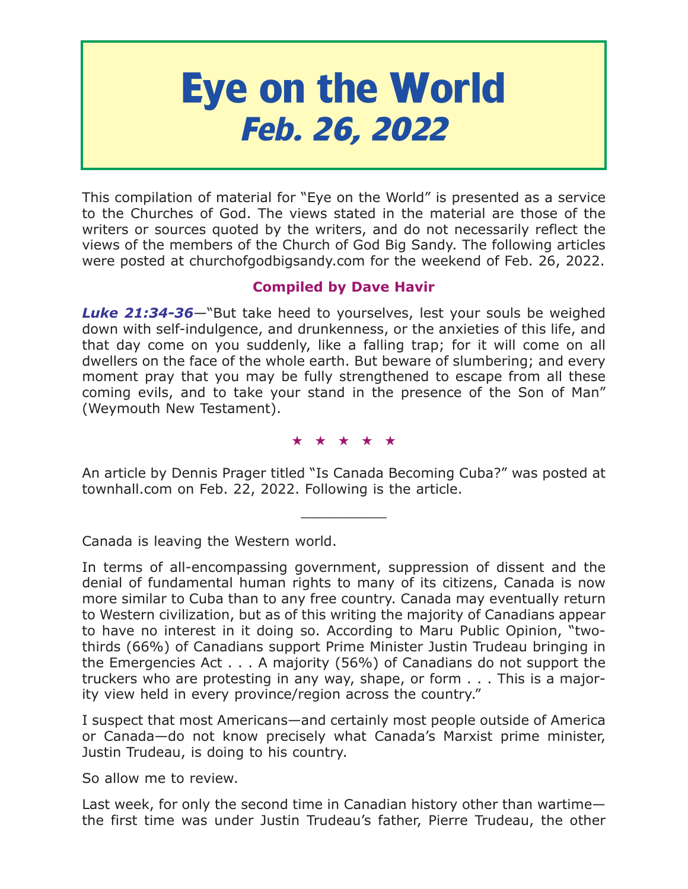# Eye on the World
## *Feb. 26, 2022*

This compilation of material for "Eye on the World" is presented as a service to the Churches of God. The views stated in the material are those of the writers or sources quoted by the writers, and do not necessarily reflect the views of the members of the Church of God Big Sandy. The following articles were posted at churchofgodbigsandy.com for the weekend of Feb. 26, 2022.

**Compiled by Dave Havir**

***Luke 21:34-36***—"But take heed to yourselves, lest your souls be weighed down with self-indulgence, and drunkenness, or the anxieties of this life, and that day come on you suddenly, like a falling trap; for it will come on all dwellers on the face of the whole earth. But beware of slumbering; and every moment pray that you may be fully strengthened to escape from all these coming evils, and to take your stand in the presence of the Son of Man" (Weymouth New Testament).

★ ★ ★ ★ ★

An article by Dennis Prager titled "Is Canada Becoming Cuba?" was posted at townhall.com on Feb. 22, 2022. Following is the article.

__________

Canada is leaving the Western world.

In terms of all-encompassing government, suppression of dissent and the denial of fundamental human rights to many of its citizens, Canada is now more similar to Cuba than to any free country. Canada may eventually return to Western civilization, but as of this writing the majority of Canadians appear to have no interest in it doing so. According to Maru Public Opinion, "two-thirds (66%) of Canadians support Prime Minister Justin Trudeau bringing in the Emergencies Act . . . A majority (56%) of Canadians do not support the truckers who are protesting in any way, shape, or form . . . This is a majority view held in every province/region across the country."

I suspect that most Americans—and certainly most people outside of America or Canada—do not know precisely what Canada's Marxist prime minister, Justin Trudeau, is doing to his country.

So allow me to review.

Last week, for only the second time in Canadian history other than wartime—the first time was under Justin Trudeau's father, Pierre Trudeau, the other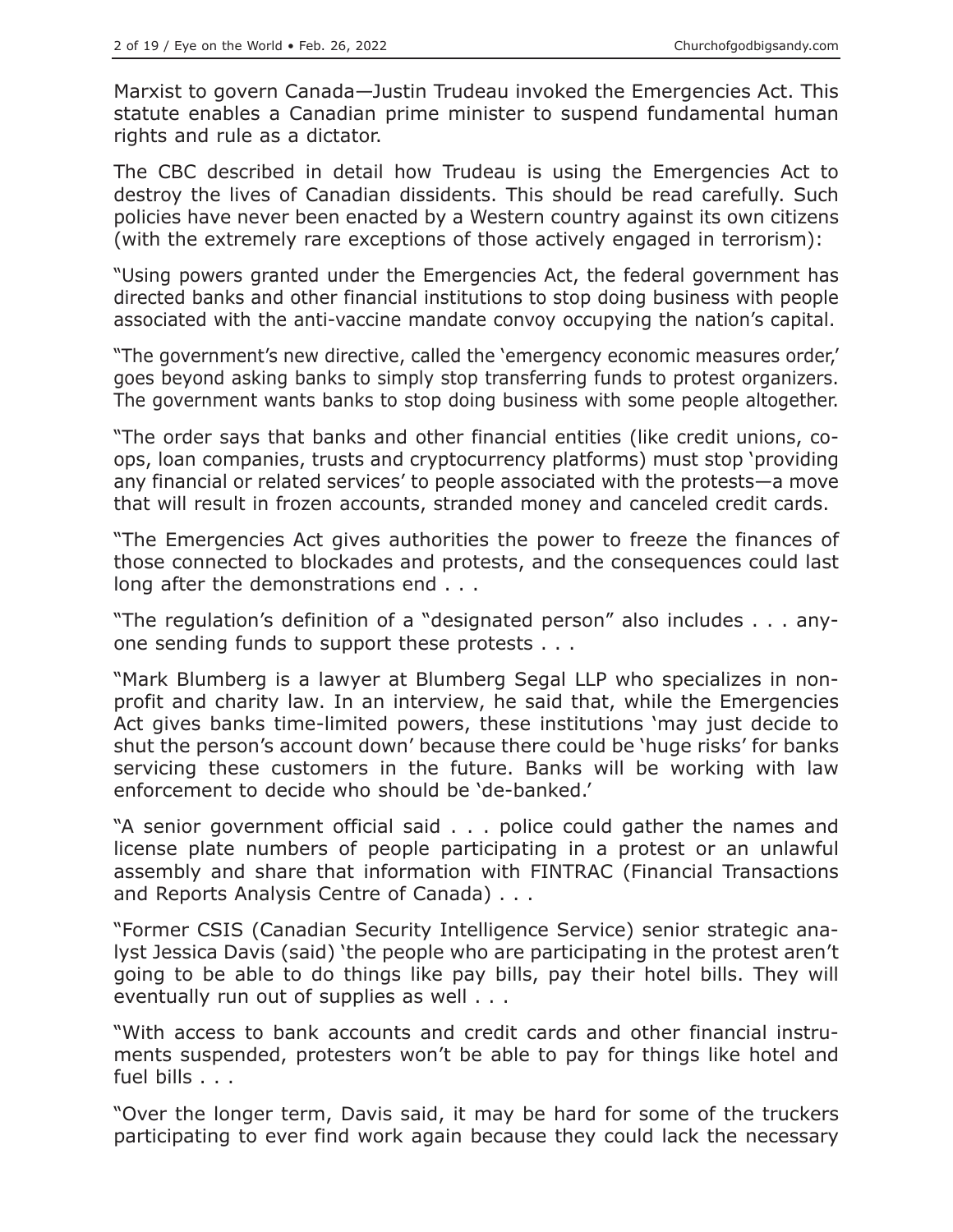Marxist to govern Canada—Justin Trudeau invoked the Emergencies Act. This statute enables a Canadian prime minister to suspend fundamental human rights and rule as a dictator.

The CBC described in detail how Trudeau is using the Emergencies Act to destroy the lives of Canadian dissidents. This should be read carefully. Such policies have never been enacted by a Western country against its own citizens (with the extremely rare exceptions of those actively engaged in terrorism):

"Using powers granted under the Emergencies Act, the federal government has directed banks and other financial institutions to stop doing business with people associated with the anti-vaccine mandate convoy occupying the nation's capital.

"The government's new directive, called the 'emergency economic measures order,' goes beyond asking banks to simply stop transferring funds to protest organizers. The government wants banks to stop doing business with some people altogether.

"The order says that banks and other financial entities (like credit unions, co-ops, loan companies, trusts and cryptocurrency platforms) must stop 'providing any financial or related services' to people associated with the protests—a move that will result in frozen accounts, stranded money and canceled credit cards.

"The Emergencies Act gives authorities the power to freeze the finances of those connected to blockades and protests, and the consequences could last long after the demonstrations end . . .

"The regulation's definition of a "designated person" also includes . . . anyone sending funds to support these protests . . .

"Mark Blumberg is a lawyer at Blumberg Segal LLP who specializes in non-profit and charity law. In an interview, he said that, while the Emergencies Act gives banks time-limited powers, these institutions 'may just decide to shut the person's account down' because there could be 'huge risks' for banks servicing these customers in the future. Banks will be working with law enforcement to decide who should be 'de-banked.'

"A senior government official said . . . police could gather the names and license plate numbers of people participating in a protest or an unlawful assembly and share that information with FINTRAC (Financial Transactions and Reports Analysis Centre of Canada) . . .

"Former CSIS (Canadian Security Intelligence Service) senior strategic analyst Jessica Davis (said) 'the people who are participating in the protest aren't going to be able to do things like pay bills, pay their hotel bills. They will eventually run out of supplies as well . . .

"With access to bank accounts and credit cards and other financial instruments suspended, protesters won't be able to pay for things like hotel and fuel bills . . .

"Over the longer term, Davis said, it may be hard for some of the truckers participating to ever find work again because they could lack the necessary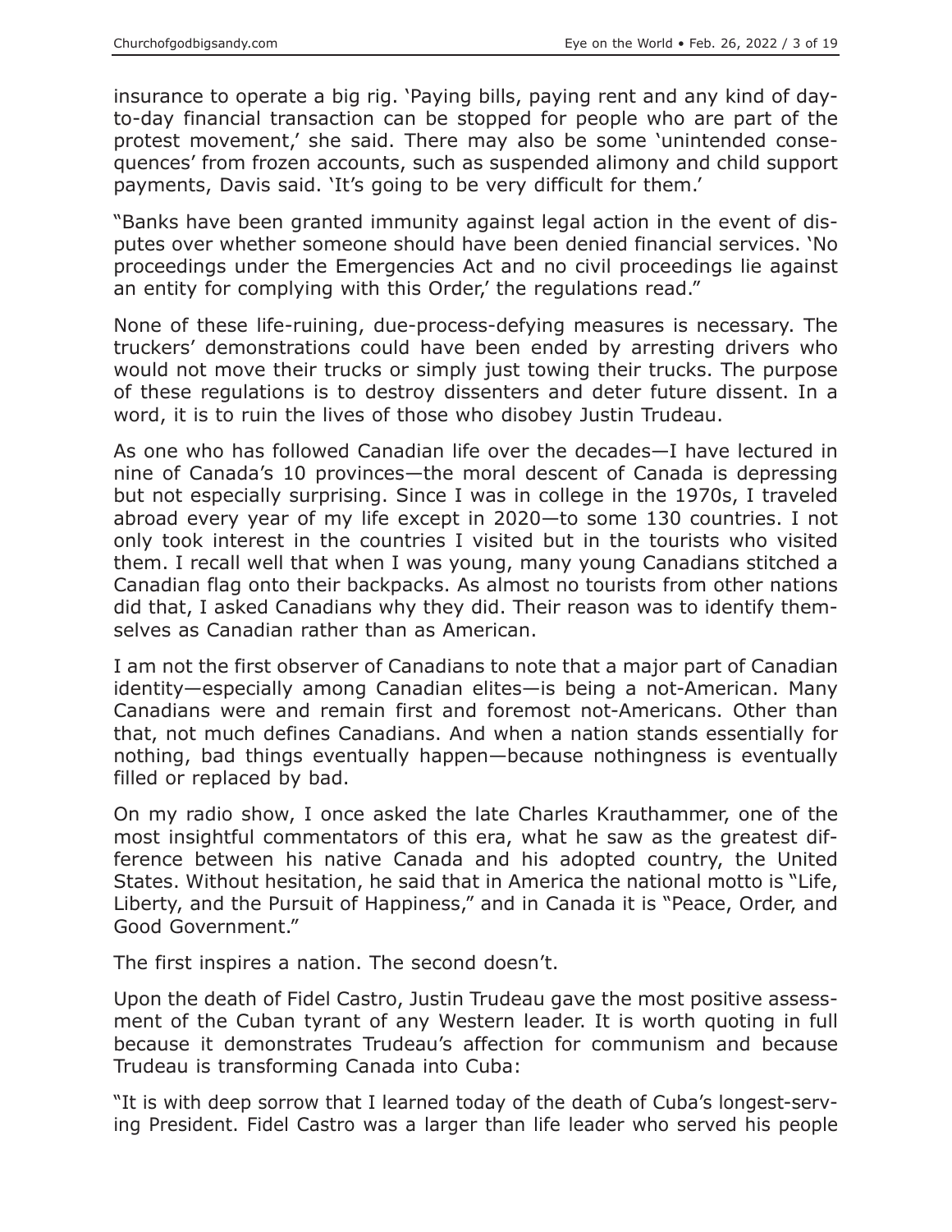insurance to operate a big rig. 'Paying bills, paying rent and any kind of day-to-day financial transaction can be stopped for people who are part of the protest movement,' she said. There may also be some 'unintended consequences' from frozen accounts, such as suspended alimony and child support payments, Davis said. 'It's going to be very difficult for them.'

"Banks have been granted immunity against legal action in the event of disputes over whether someone should have been denied financial services. 'No proceedings under the Emergencies Act and no civil proceedings lie against an entity for complying with this Order,' the regulations read."

None of these life-ruining, due-process-defying measures is necessary. The truckers' demonstrations could have been ended by arresting drivers who would not move their trucks or simply just towing their trucks. The purpose of these regulations is to destroy dissenters and deter future dissent. In a word, it is to ruin the lives of those who disobey Justin Trudeau.

As one who has followed Canadian life over the decades—I have lectured in nine of Canada's 10 provinces—the moral descent of Canada is depressing but not especially surprising. Since I was in college in the 1970s, I traveled abroad every year of my life except in 2020—to some 130 countries. I not only took interest in the countries I visited but in the tourists who visited them. I recall well that when I was young, many young Canadians stitched a Canadian flag onto their backpacks. As almost no tourists from other nations did that, I asked Canadians why they did. Their reason was to identify themselves as Canadian rather than as American.

I am not the first observer of Canadians to note that a major part of Canadian identity—especially among Canadian elites—is being a not-American. Many Canadians were and remain first and foremost not-Americans. Other than that, not much defines Canadians. And when a nation stands essentially for nothing, bad things eventually happen—because nothingness is eventually filled or replaced by bad.

On my radio show, I once asked the late Charles Krauthammer, one of the most insightful commentators of this era, what he saw as the greatest difference between his native Canada and his adopted country, the United States. Without hesitation, he said that in America the national motto is "Life, Liberty, and the Pursuit of Happiness," and in Canada it is "Peace, Order, and Good Government."

The first inspires a nation. The second doesn't.

Upon the death of Fidel Castro, Justin Trudeau gave the most positive assessment of the Cuban tyrant of any Western leader. It is worth quoting in full because it demonstrates Trudeau's affection for communism and because Trudeau is transforming Canada into Cuba:

"It is with deep sorrow that I learned today of the death of Cuba's longest-serving President. Fidel Castro was a larger than life leader who served his people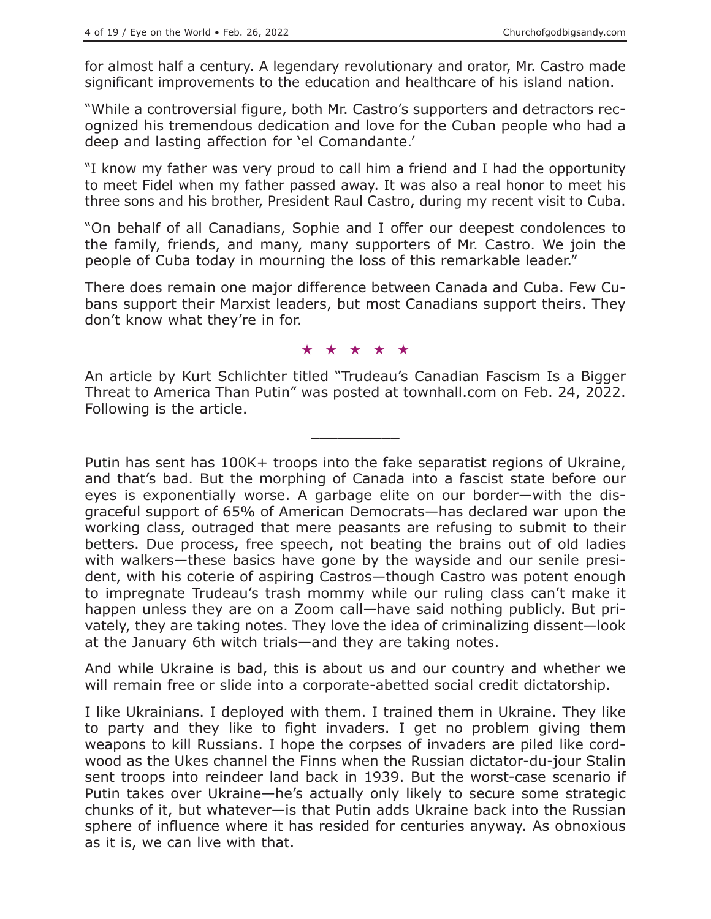for almost half a century. A legendary revolutionary and orator, Mr. Castro made significant improvements to the education and healthcare of his island nation.

"While a controversial figure, both Mr. Castro's supporters and detractors recognized his tremendous dedication and love for the Cuban people who had a deep and lasting affection for 'el Comandante.'

"I know my father was very proud to call him a friend and I had the opportunity to meet Fidel when my father passed away. It was also a real honor to meet his three sons and his brother, President Raul Castro, during my recent visit to Cuba.

"On behalf of all Canadians, Sophie and I offer our deepest condolences to the family, friends, and many, many supporters of Mr. Castro. We join the people of Cuba today in mourning the loss of this remarkable leader."

There does remain one major difference between Canada and Cuba. Few Cubans support their Marxist leaders, but most Canadians support theirs. They don't know what they're in for.

★ ★ ★ ★ ★

An article by Kurt Schlichter titled "Trudeau's Canadian Fascism Is a Bigger Threat to America Than Putin" was posted at townhall.com on Feb. 24, 2022. Following is the article.

---

Putin has sent has 100K+ troops into the fake separatist regions of Ukraine, and that's bad. But the morphing of Canada into a fascist state before our eyes is exponentially worse. A garbage elite on our border—with the disgraceful support of 65% of American Democrats—has declared war upon the working class, outraged that mere peasants are refusing to submit to their betters. Due process, free speech, not beating the brains out of old ladies with walkers—these basics have gone by the wayside and our senile president, with his coterie of aspiring Castros—though Castro was potent enough to impregnate Trudeau's trash mommy while our ruling class can't make it happen unless they are on a Zoom call—have said nothing publicly. But privately, they are taking notes. They love the idea of criminalizing dissent—look at the January 6th witch trials—and they are taking notes.

And while Ukraine is bad, this is about us and our country and whether we will remain free or slide into a corporate-abetted social credit dictatorship.

I like Ukrainians. I deployed with them. I trained them in Ukraine. They like to party and they like to fight invaders. I get no problem giving them weapons to kill Russians. I hope the corpses of invaders are piled like cordwood as the Ukes channel the Finns when the Russian dictator-du-jour Stalin sent troops into reindeer land back in 1939. But the worst-case scenario if Putin takes over Ukraine—he's actually only likely to secure some strategic chunks of it, but whatever—is that Putin adds Ukraine back into the Russian sphere of influence where it has resided for centuries anyway. As obnoxious as it is, we can live with that.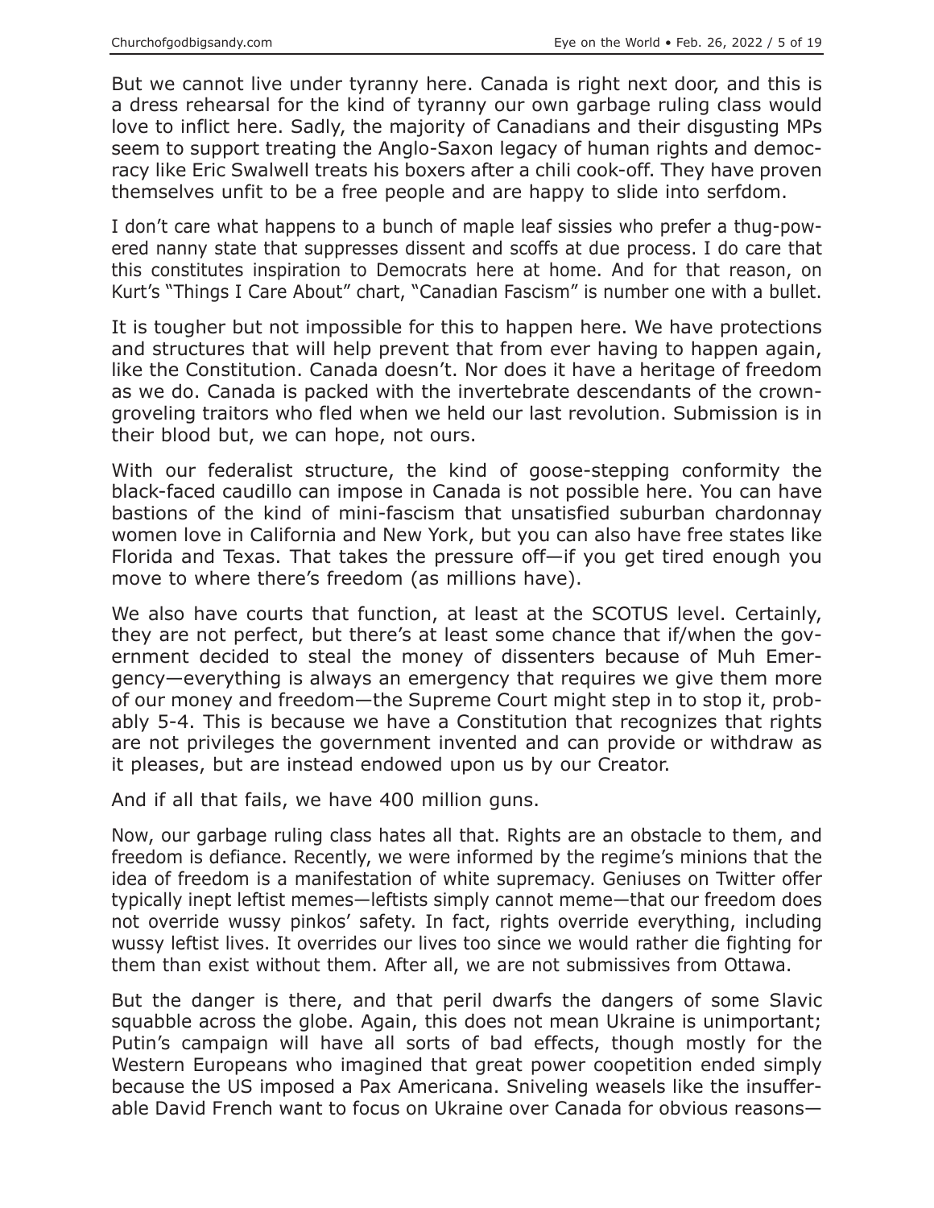But we cannot live under tyranny here. Canada is right next door, and this is a dress rehearsal for the kind of tyranny our own garbage ruling class would love to inflict here. Sadly, the majority of Canadians and their disgusting MPs seem to support treating the Anglo-Saxon legacy of human rights and democracy like Eric Swalwell treats his boxers after a chili cook-off. They have proven themselves unfit to be a free people and are happy to slide into serfdom.

I don't care what happens to a bunch of maple leaf sissies who prefer a thug-powered nanny state that suppresses dissent and scoffs at due process. I do care that this constitutes inspiration to Democrats here at home. And for that reason, on Kurt's "Things I Care About" chart, "Canadian Fascism" is number one with a bullet.

It is tougher but not impossible for this to happen here. We have protections and structures that will help prevent that from ever having to happen again, like the Constitution. Canada doesn't. Nor does it have a heritage of freedom as we do. Canada is packed with the invertebrate descendants of the crown-groveling traitors who fled when we held our last revolution. Submission is in their blood but, we can hope, not ours.

With our federalist structure, the kind of goose-stepping conformity the black-faced caudillo can impose in Canada is not possible here. You can have bastions of the kind of mini-fascism that unsatisfied suburban chardonnay women love in California and New York, but you can also have free states like Florida and Texas. That takes the pressure off—if you get tired enough you move to where there's freedom (as millions have).

We also have courts that function, at least at the SCOTUS level. Certainly, they are not perfect, but there's at least some chance that if/when the government decided to steal the money of dissenters because of Muh Emergency—everything is always an emergency that requires we give them more of our money and freedom—the Supreme Court might step in to stop it, probably 5-4. This is because we have a Constitution that recognizes that rights are not privileges the government invented and can provide or withdraw as it pleases, but are instead endowed upon us by our Creator.

And if all that fails, we have 400 million guns.

Now, our garbage ruling class hates all that. Rights are an obstacle to them, and freedom is defiance. Recently, we were informed by the regime's minions that the idea of freedom is a manifestation of white supremacy. Geniuses on Twitter offer typically inept leftist memes—leftists simply cannot meme—that our freedom does not override wussy pinkos' safety. In fact, rights override everything, including wussy leftist lives. It overrides our lives too since we would rather die fighting for them than exist without them. After all, we are not submissives from Ottawa.

But the danger is there, and that peril dwarfs the dangers of some Slavic squabble across the globe. Again, this does not mean Ukraine is unimportant; Putin's campaign will have all sorts of bad effects, though mostly for the Western Europeans who imagined that great power coopetition ended simply because the US imposed a Pax Americana. Sniveling weasels like the insufferable David French want to focus on Ukraine over Canada for obvious reasons—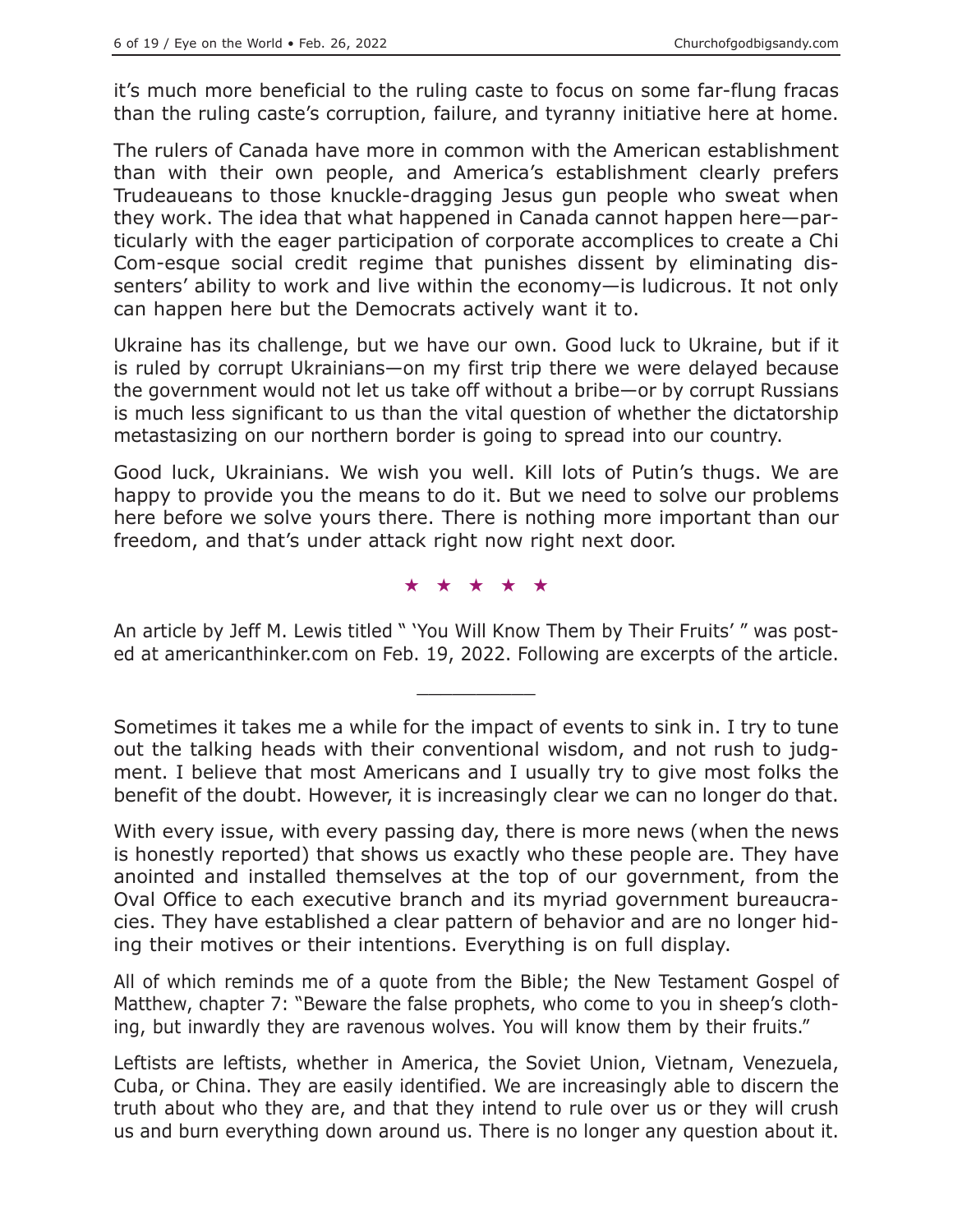it's much more beneficial to the ruling caste to focus on some far-flung fracas than the ruling caste's corruption, failure, and tyranny initiative here at home.

The rulers of Canada have more in common with the American establishment than with their own people, and America's establishment clearly prefers Trudeaueans to those knuckle-dragging Jesus gun people who sweat when they work. The idea that what happened in Canada cannot happen here—particularly with the eager participation of corporate accomplices to create a Chi Com-esque social credit regime that punishes dissent by eliminating dissenters' ability to work and live within the economy—is ludicrous. It not only can happen here but the Democrats actively want it to.

Ukraine has its challenge, but we have our own. Good luck to Ukraine, but if it is ruled by corrupt Ukrainians—on my first trip there we were delayed because the government would not let us take off without a bribe—or by corrupt Russians is much less significant to us than the vital question of whether the dictatorship metastasizing on our northern border is going to spread into our country.

Good luck, Ukrainians. We wish you well. Kill lots of Putin's thugs. We are happy to provide you the means to do it. But we need to solve our problems here before we solve yours there. There is nothing more important than our freedom, and that's under attack right now right next door.

★ ★ ★ ★ ★

An article by Jeff M. Lewis titled " 'You Will Know Them by Their Fruits' " was posted at americanthinker.com on Feb. 19, 2022. Following are excerpts of the article.

---

Sometimes it takes me a while for the impact of events to sink in. I try to tune out the talking heads with their conventional wisdom, and not rush to judgment. I believe that most Americans and I usually try to give most folks the benefit of the doubt. However, it is increasingly clear we can no longer do that.

With every issue, with every passing day, there is more news (when the news is honestly reported) that shows us exactly who these people are. They have anointed and installed themselves at the top of our government, from the Oval Office to each executive branch and its myriad government bureaucracies. They have established a clear pattern of behavior and are no longer hiding their motives or their intentions. Everything is on full display.

All of which reminds me of a quote from the Bible; the New Testament Gospel of Matthew, chapter 7: "Beware the false prophets, who come to you in sheep's clothing, but inwardly they are ravenous wolves. You will know them by their fruits."

Leftists are leftists, whether in America, the Soviet Union, Vietnam, Venezuela, Cuba, or China. They are easily identified. We are increasingly able to discern the truth about who they are, and that they intend to rule over us or they will crush us and burn everything down around us. There is no longer any question about it.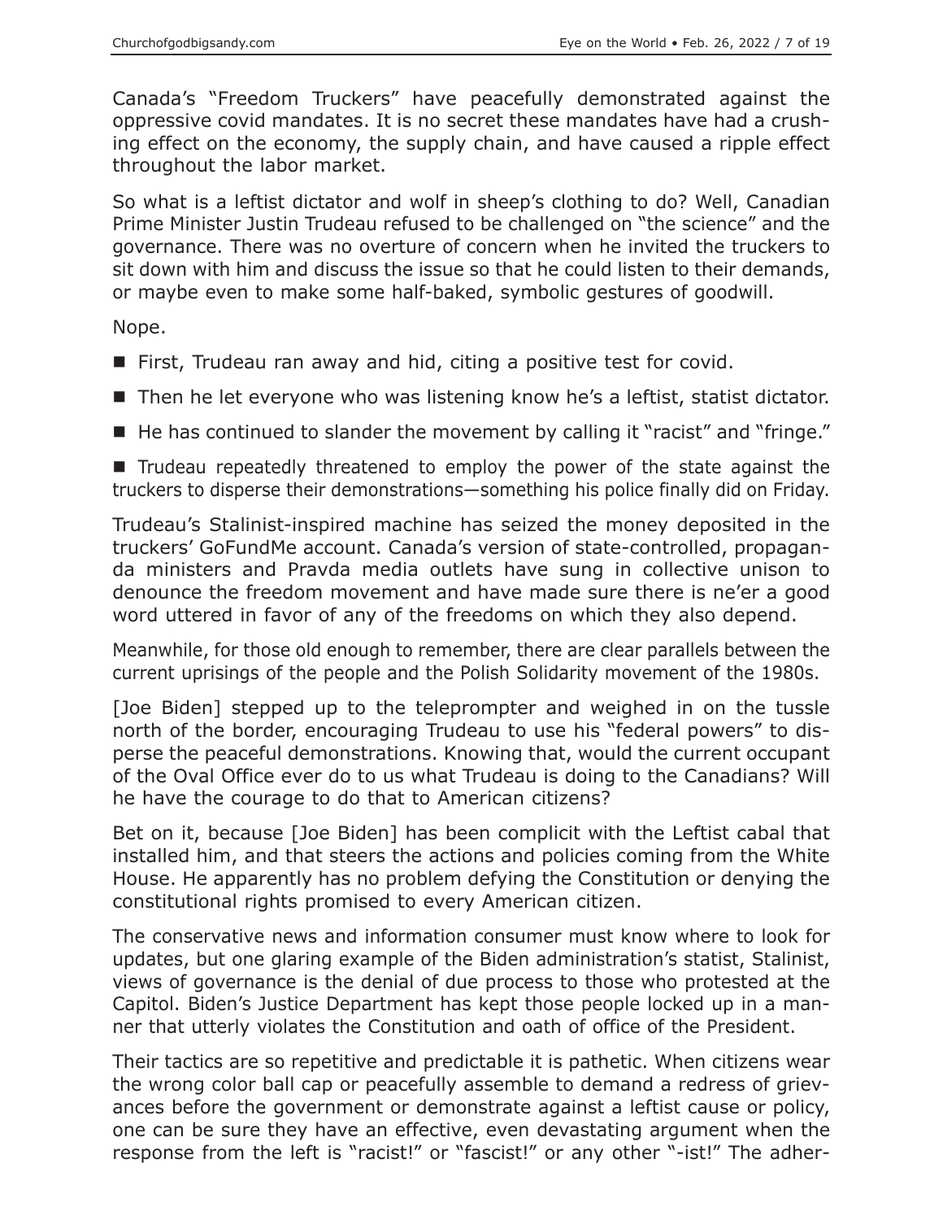Canada's "Freedom Truckers" have peacefully demonstrated against the oppressive covid mandates. It is no secret these mandates have had a crushing effect on the economy, the supply chain, and have caused a ripple effect throughout the labor market.

So what is a leftist dictator and wolf in sheep's clothing to do? Well, Canadian Prime Minister Justin Trudeau refused to be challenged on "the science" and the governance. There was no overture of concern when he invited the truckers to sit down with him and discuss the issue so that he could listen to their demands, or maybe even to make some half-baked, symbolic gestures of goodwill.

Nope.

- First, Trudeau ran away and hid, citing a positive test for covid.
- Then he let everyone who was listening know he's a leftist, statist dictator.
- He has continued to slander the movement by calling it "racist" and "fringe."
- Trudeau repeatedly threatened to employ the power of the state against the truckers to disperse their demonstrations—something his police finally did on Friday.

Trudeau's Stalinist-inspired machine has seized the money deposited in the truckers' GoFundMe account. Canada's version of state-controlled, propaganda ministers and Pravda media outlets have sung in collective unison to denounce the freedom movement and have made sure there is ne'er a good word uttered in favor of any of the freedoms on which they also depend.

Meanwhile, for those old enough to remember, there are clear parallels between the current uprisings of the people and the Polish Solidarity movement of the 1980s.

[Joe Biden] stepped up to the teleprompter and weighed in on the tussle north of the border, encouraging Trudeau to use his "federal powers" to disperse the peaceful demonstrations. Knowing that, would the current occupant of the Oval Office ever do to us what Trudeau is doing to the Canadians? Will he have the courage to do that to American citizens?

Bet on it, because [Joe Biden] has been complicit with the Leftist cabal that installed him, and that steers the actions and policies coming from the White House. He apparently has no problem defying the Constitution or denying the constitutional rights promised to every American citizen.

The conservative news and information consumer must know where to look for updates, but one glaring example of the Biden administration's statist, Stalinist, views of governance is the denial of due process to those who protested at the Capitol. Biden's Justice Department has kept those people locked up in a manner that utterly violates the Constitution and oath of office of the President.

Their tactics are so repetitive and predictable it is pathetic. When citizens wear the wrong color ball cap or peacefully assemble to demand a redress of grievances before the government or demonstrate against a leftist cause or policy, one can be sure they have an effective, even devastating argument when the response from the left is "racist!" or "fascist!" or any other "-ist!" The adher-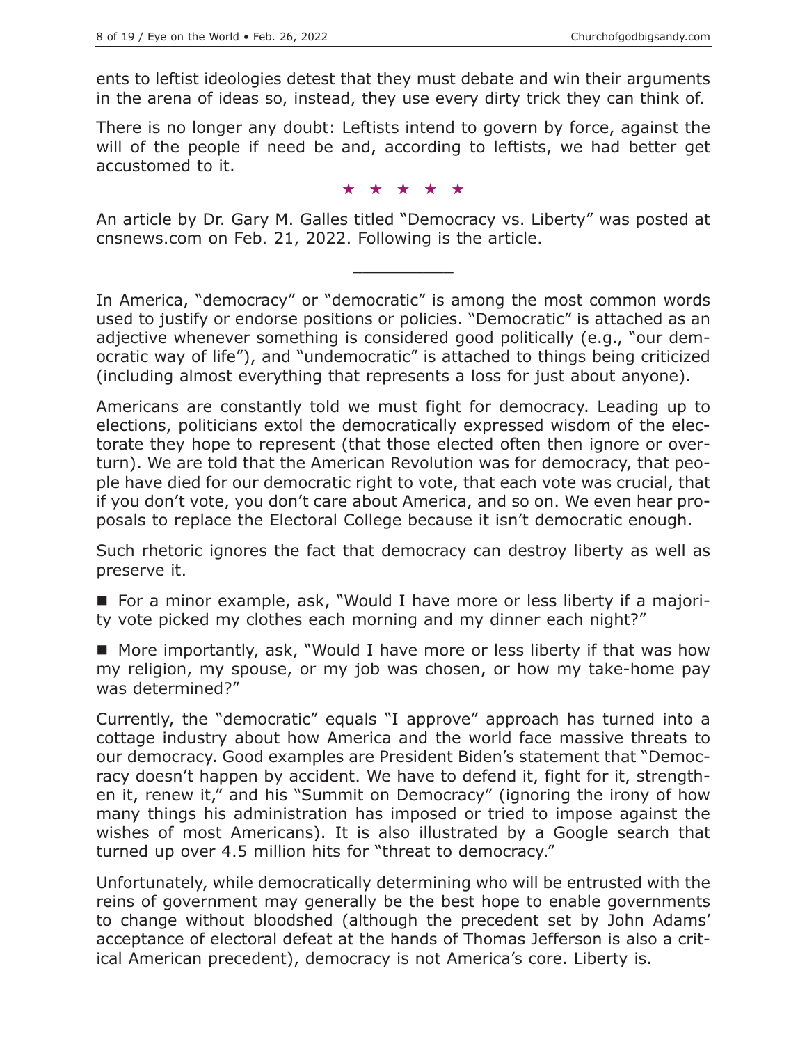ents to leftist ideologies detest that they must debate and win their arguments in the arena of ideas so, instead, they use every dirty trick they can think of.

There is no longer any doubt: Leftists intend to govern by force, against the will of the people if need be and, according to leftists, we had better get accustomed to it.

★ ★ ★ ★ ★

An article by Dr. Gary M. Galles titled "Democracy vs. Liberty" was posted at cnsnews.com on Feb. 21, 2022. Following is the article.

---

In America, "democracy" or "democratic" is among the most common words used to justify or endorse positions or policies. "Democratic" is attached as an adjective whenever something is considered good politically (e.g., "our democratic way of life"), and "undemocratic" is attached to things being criticized (including almost everything that represents a loss for just about anyone).

Americans are constantly told we must fight for democracy. Leading up to elections, politicians extol the democratically expressed wisdom of the electorate they hope to represent (that those elected often then ignore or overturn). We are told that the American Revolution was for democracy, that people have died for our democratic right to vote, that each vote was crucial, that if you don't vote, you don't care about America, and so on. We even hear proposals to replace the Electoral College because it isn't democratic enough.

Such rhetoric ignores the fact that democracy can destroy liberty as well as preserve it.

- For a minor example, ask, "Would I have more or less liberty if a majority vote picked my clothes each morning and my dinner each night?"

- More importantly, ask, "Would I have more or less liberty if that was how my religion, my spouse, or my job was chosen, or how my take-home pay was determined?"

Currently, the "democratic" equals "I approve" approach has turned into a cottage industry about how America and the world face massive threats to our democracy. Good examples are President Biden's statement that "Democracy doesn't happen by accident. We have to defend it, fight for it, strengthen it, renew it," and his "Summit on Democracy" (ignoring the irony of how many things his administration has imposed or tried to impose against the wishes of most Americans). It is also illustrated by a Google search that turned up over 4.5 million hits for "threat to democracy."

Unfortunately, while democratically determining who will be entrusted with the reins of government may generally be the best hope to enable governments to change without bloodshed (although the precedent set by John Adams' acceptance of electoral defeat at the hands of Thomas Jefferson is also a critical American precedent), democracy is not America's core. Liberty is.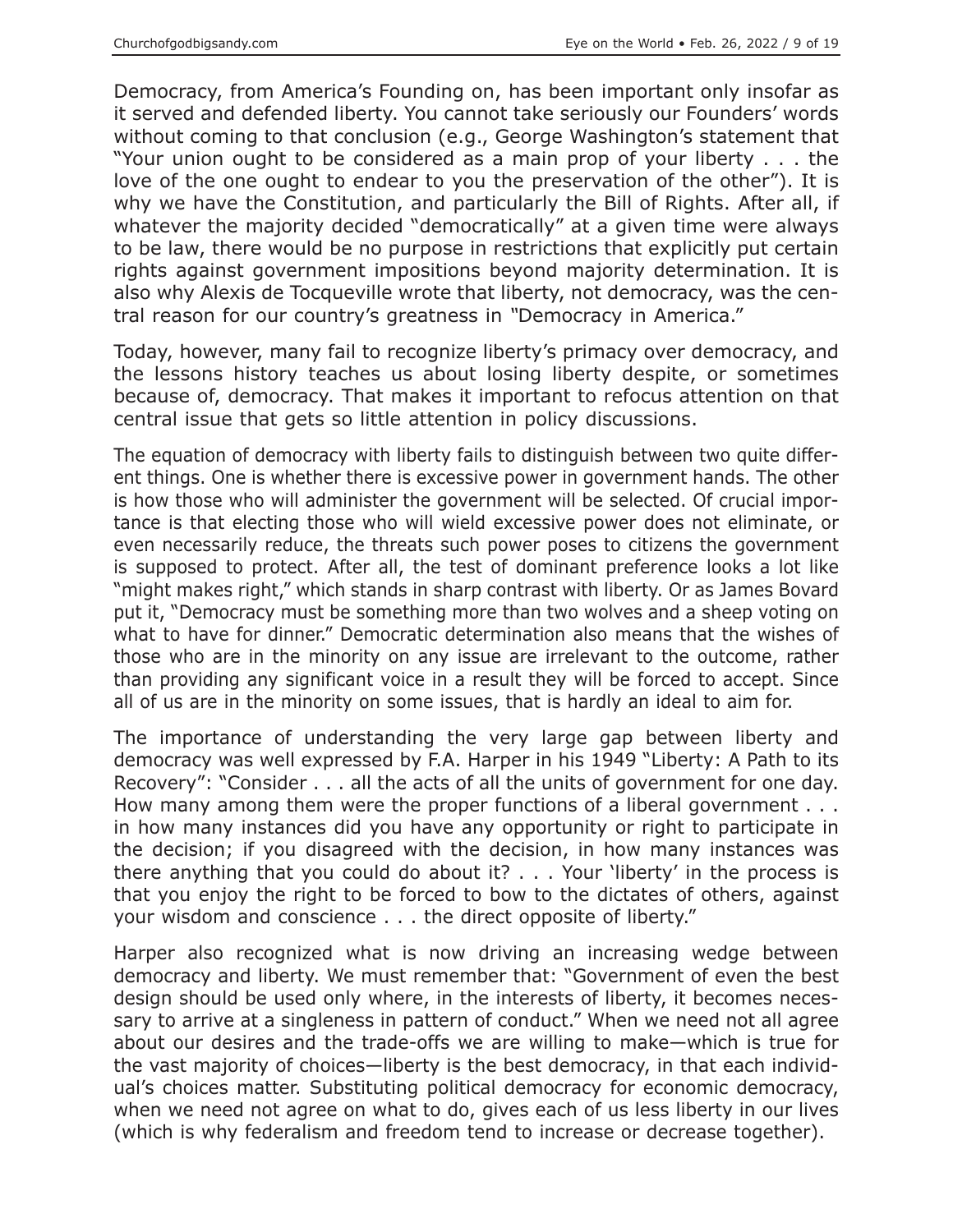Democracy, from America's Founding on, has been important only insofar as it served and defended liberty. You cannot take seriously our Founders' words without coming to that conclusion (e.g., George Washington's statement that "Your union ought to be considered as a main prop of your liberty . . . the love of the one ought to endear to you the preservation of the other"). It is why we have the Constitution, and particularly the Bill of Rights. After all, if whatever the majority decided "democratically" at a given time were always to be law, there would be no purpose in restrictions that explicitly put certain rights against government impositions beyond majority determination. It is also why Alexis de Tocqueville wrote that liberty, not democracy, was the central reason for our country's greatness in "Democracy in America."

Today, however, many fail to recognize liberty's primacy over democracy, and the lessons history teaches us about losing liberty despite, or sometimes because of, democracy. That makes it important to refocus attention on that central issue that gets so little attention in policy discussions.

The equation of democracy with liberty fails to distinguish between two quite different things. One is whether there is excessive power in government hands. The other is how those who will administer the government will be selected. Of crucial importance is that electing those who will wield excessive power does not eliminate, or even necessarily reduce, the threats such power poses to citizens the government is supposed to protect. After all, the test of dominant preference looks a lot like "might makes right," which stands in sharp contrast with liberty. Or as James Bovard put it, "Democracy must be something more than two wolves and a sheep voting on what to have for dinner." Democratic determination also means that the wishes of those who are in the minority on any issue are irrelevant to the outcome, rather than providing any significant voice in a result they will be forced to accept. Since all of us are in the minority on some issues, that is hardly an ideal to aim for.

The importance of understanding the very large gap between liberty and democracy was well expressed by F.A. Harper in his 1949 "Liberty: A Path to its Recovery": "Consider . . . all the acts of all the units of government for one day. How many among them were the proper functions of a liberal government . . . in how many instances did you have any opportunity or right to participate in the decision; if you disagreed with the decision, in how many instances was there anything that you could do about it? . . . Your 'liberty' in the process is that you enjoy the right to be forced to bow to the dictates of others, against your wisdom and conscience . . . the direct opposite of liberty."

Harper also recognized what is now driving an increasing wedge between democracy and liberty. We must remember that: "Government of even the best design should be used only where, in the interests of liberty, it becomes necessary to arrive at a singleness in pattern of conduct." When we need not all agree about our desires and the trade-offs we are willing to make—which is true for the vast majority of choices—liberty is the best democracy, in that each individual's choices matter. Substituting political democracy for economic democracy, when we need not agree on what to do, gives each of us less liberty in our lives (which is why federalism and freedom tend to increase or decrease together).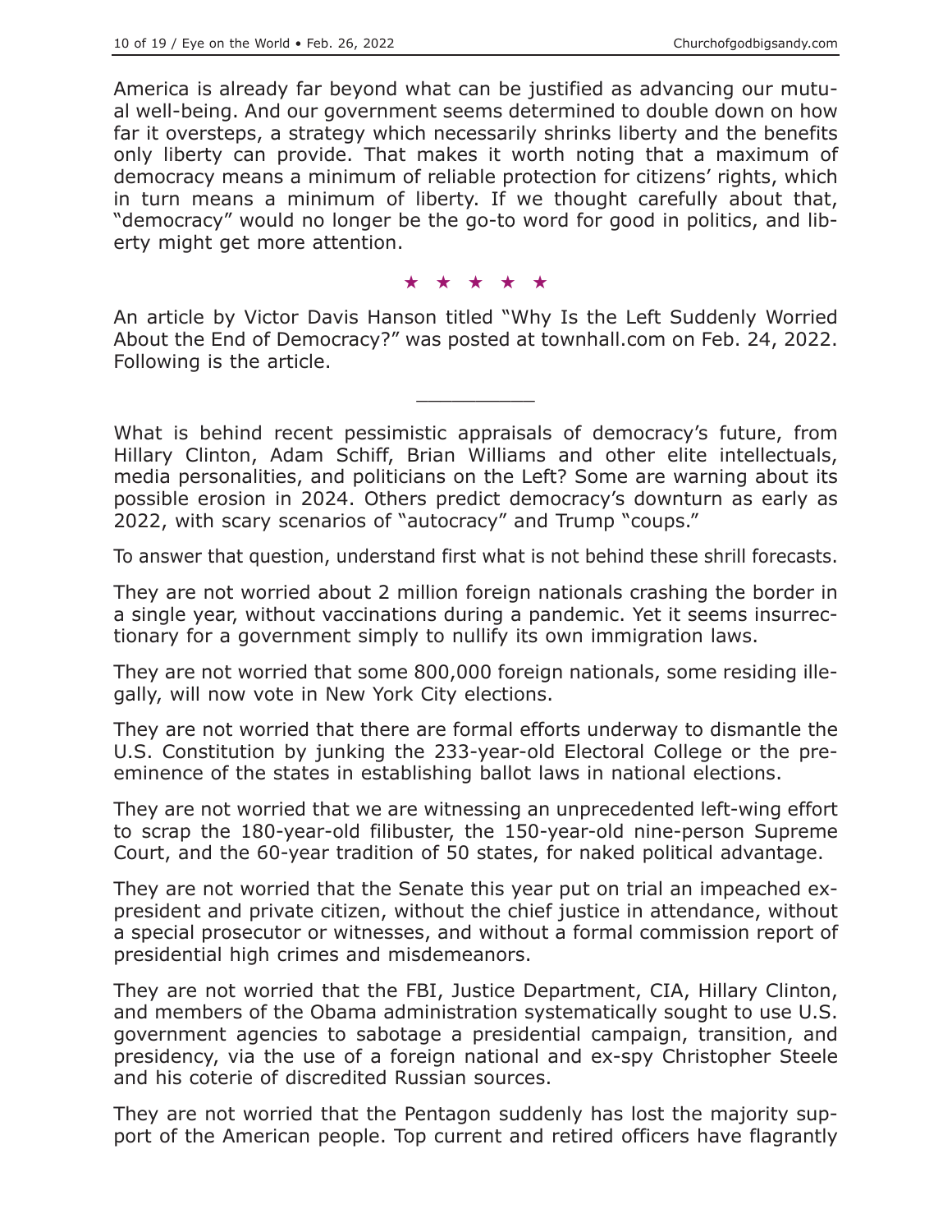America is already far beyond what can be justified as advancing our mutual well-being. And our government seems determined to double down on how far it oversteps, a strategy which necessarily shrinks liberty and the benefits only liberty can provide. That makes it worth noting that a maximum of democracy means a minimum of reliable protection for citizens' rights, which in turn means a minimum of liberty. If we thought carefully about that, "democracy" would no longer be the go-to word for good in politics, and liberty might get more attention.

★ ★ ★ ★ ★

An article by Victor Davis Hanson titled "Why Is the Left Suddenly Worried About the End of Democracy?" was posted at townhall.com on Feb. 24, 2022. Following is the article.

---

What is behind recent pessimistic appraisals of democracy's future, from Hillary Clinton, Adam Schiff, Brian Williams and other elite intellectuals, media personalities, and politicians on the Left? Some are warning about its possible erosion in 2024. Others predict democracy's downturn as early as 2022, with scary scenarios of "autocracy" and Trump "coups."

To answer that question, understand first what is not behind these shrill forecasts.

They are not worried about 2 million foreign nationals crashing the border in a single year, without vaccinations during a pandemic. Yet it seems insurrectionary for a government simply to nullify its own immigration laws.

They are not worried that some 800,000 foreign nationals, some residing illegally, will now vote in New York City elections.

They are not worried that there are formal efforts underway to dismantle the U.S. Constitution by junking the 233-year-old Electoral College or the preeminence of the states in establishing ballot laws in national elections.

They are not worried that we are witnessing an unprecedented left-wing effort to scrap the 180-year-old filibuster, the 150-year-old nine-person Supreme Court, and the 60-year tradition of 50 states, for naked political advantage.

They are not worried that the Senate this year put on trial an impeached ex-president and private citizen, without the chief justice in attendance, without a special prosecutor or witnesses, and without a formal commission report of presidential high crimes and misdemeanors.

They are not worried that the FBI, Justice Department, CIA, Hillary Clinton, and members of the Obama administration systematically sought to use U.S. government agencies to sabotage a presidential campaign, transition, and presidency, via the use of a foreign national and ex-spy Christopher Steele and his coterie of discredited Russian sources.

They are not worried that the Pentagon suddenly has lost the majority support of the American people. Top current and retired officers have flagrantly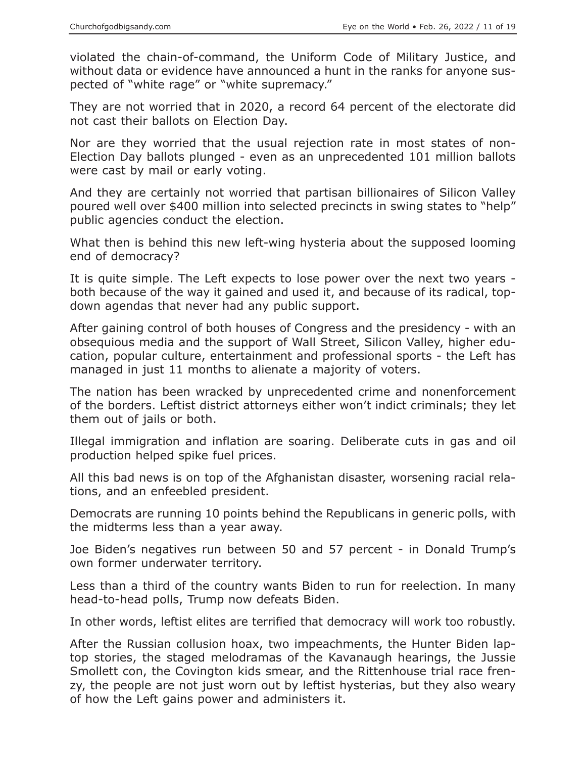violated the chain-of-command, the Uniform Code of Military Justice, and without data or evidence have announced a hunt in the ranks for anyone suspected of "white rage" or "white supremacy."

They are not worried that in 2020, a record 64 percent of the electorate did not cast their ballots on Election Day.

Nor are they worried that the usual rejection rate in most states of non-Election Day ballots plunged - even as an unprecedented 101 million ballots were cast by mail or early voting.

And they are certainly not worried that partisan billionaires of Silicon Valley poured well over $400 million into selected precincts in swing states to "help" public agencies conduct the election.

What then is behind this new left-wing hysteria about the supposed looming end of democracy?

It is quite simple. The Left expects to lose power over the next two years - both because of the way it gained and used it, and because of its radical, top-down agendas that never had any public support.

After gaining control of both houses of Congress and the presidency - with an obsequious media and the support of Wall Street, Silicon Valley, higher education, popular culture, entertainment and professional sports - the Left has managed in just 11 months to alienate a majority of voters.

The nation has been wracked by unprecedented crime and nonenforcement of the borders. Leftist district attorneys either won't indict criminals; they let them out of jails or both.

Illegal immigration and inflation are soaring. Deliberate cuts in gas and oil production helped spike fuel prices.

All this bad news is on top of the Afghanistan disaster, worsening racial relations, and an enfeebled president.

Democrats are running 10 points behind the Republicans in generic polls, with the midterms less than a year away.

Joe Biden's negatives run between 50 and 57 percent - in Donald Trump's own former underwater territory.

Less than a third of the country wants Biden to run for reelection. In many head-to-head polls, Trump now defeats Biden.

In other words, leftist elites are terrified that democracy will work too robustly.

After the Russian collusion hoax, two impeachments, the Hunter Biden laptop stories, the staged melodramas of the Kavanaugh hearings, the Jussie Smollett con, the Covington kids smear, and the Rittenhouse trial race frenzy, the people are not just worn out by leftist hysterias, but they also weary of how the Left gains power and administers it.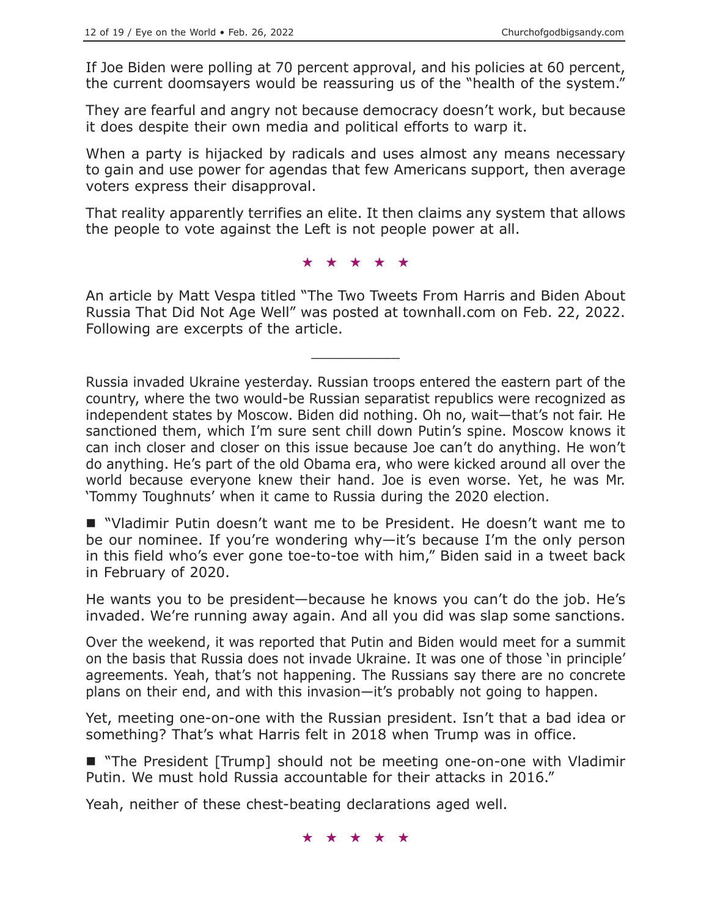If Joe Biden were polling at 70 percent approval, and his policies at 60 percent, the current doomsayers would be reassuring us of the "health of the system."

They are fearful and angry not because democracy doesn't work, but because it does despite their own media and political efforts to warp it.

When a party is hijacked by radicals and uses almost any means necessary to gain and use power for agendas that few Americans support, then average voters express their disapproval.

That reality apparently terrifies an elite. It then claims any system that allows the people to vote against the Left is not people power at all.

★ ★ ★ ★ ★

An article by Matt Vespa titled "The Two Tweets From Harris and Biden About Russia That Did Not Age Well" was posted at townhall.com on Feb. 22, 2022. Following are excerpts of the article.

---

Russia invaded Ukraine yesterday. Russian troops entered the eastern part of the country, where the two would-be Russian separatist republics were recognized as independent states by Moscow. Biden did nothing. Oh no, wait—that's not fair. He sanctioned them, which I'm sure sent chill down Putin's spine. Moscow knows it can inch closer and closer on this issue because Joe can't do anything. He won't do anything. He's part of the old Obama era, who were kicked around all over the world because everyone knew their hand. Joe is even worse. Yet, he was Mr. 'Tommy Toughnuts' when it came to Russia during the 2020 election.

- "Vladimir Putin doesn't want me to be President. He doesn't want me to be our nominee. If you're wondering why—it's because I'm the only person in this field who's ever gone toe-to-toe with him," Biden said in a tweet back in February of 2020.

He wants you to be president—because he knows you can't do the job. He's invaded. We're running away again. And all you did was slap some sanctions.

Over the weekend, it was reported that Putin and Biden would meet for a summit on the basis that Russia does not invade Ukraine. It was one of those 'in principle' agreements. Yeah, that's not happening. The Russians say there are no concrete plans on their end, and with this invasion—it's probably not going to happen.

Yet, meeting one-on-one with the Russian president. Isn't that a bad idea or something? That's what Harris felt in 2018 when Trump was in office.

- "The President [Trump] should not be meeting one-on-one with Vladimir Putin. We must hold Russia accountable for their attacks in 2016."

Yeah, neither of these chest-beating declarations aged well.

★ ★ ★ ★ ★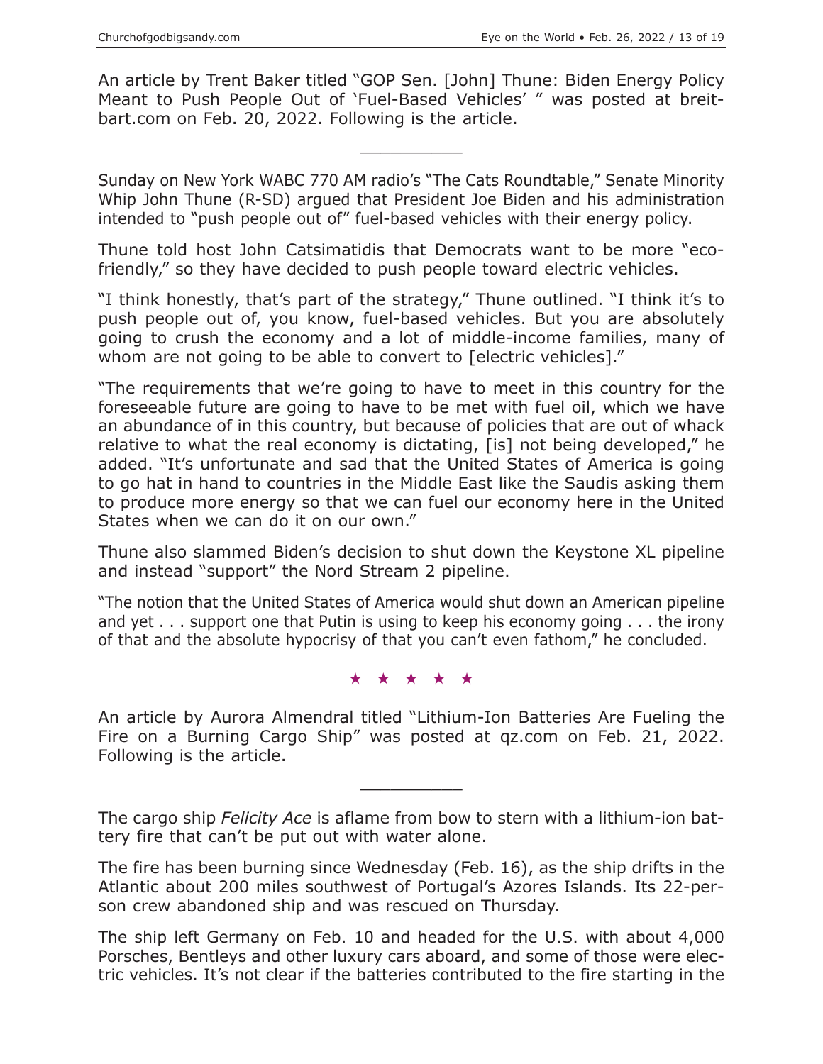An article by Trent Baker titled "GOP Sen. [John] Thune: Biden Energy Policy Meant to Push People Out of 'Fuel-Based Vehicles' " was posted at breitbart.com on Feb. 20, 2022. Following is the article.

---

Sunday on New York WABC 770 AM radio's "The Cats Roundtable," Senate Minority Whip John Thune (R-SD) argued that President Joe Biden and his administration intended to "push people out of" fuel-based vehicles with their energy policy.

Thune told host John Catsimatidis that Democrats want to be more "eco-friendly," so they have decided to push people toward electric vehicles.

"I think honestly, that's part of the strategy," Thune outlined. "I think it's to push people out of, you know, fuel-based vehicles. But you are absolutely going to crush the economy and a lot of middle-income families, many of whom are not going to be able to convert to [electric vehicles]."

"The requirements that we're going to have to meet in this country for the foreseeable future are going to have to be met with fuel oil, which we have an abundance of in this country, but because of policies that are out of whack relative to what the real economy is dictating, [is] not being developed," he added. "It's unfortunate and sad that the United States of America is going to go hat in hand to countries in the Middle East like the Saudis asking them to produce more energy so that we can fuel our economy here in the United States when we can do it on our own."

Thune also slammed Biden's decision to shut down the Keystone XL pipeline and instead "support" the Nord Stream 2 pipeline.

"The notion that the United States of America would shut down an American pipeline and yet . . . support one that Putin is using to keep his economy going . . . the irony of that and the absolute hypocrisy of that you can't even fathom," he concluded.

★ ★ ★ ★ ★

An article by Aurora Almendral titled "Lithium-Ion Batteries Are Fueling the Fire on a Burning Cargo Ship" was posted at qz.com on Feb. 21, 2022. Following is the article.

---

The cargo ship *Felicity Ace* is aflame from bow to stern with a lithium-ion battery fire that can't be put out with water alone.

The fire has been burning since Wednesday (Feb. 16), as the ship drifts in the Atlantic about 200 miles southwest of Portugal's Azores Islands. Its 22-person crew abandoned ship and was rescued on Thursday.

The ship left Germany on Feb. 10 and headed for the U.S. with about 4,000 Porsches, Bentleys and other luxury cars aboard, and some of those were electric vehicles. It's not clear if the batteries contributed to the fire starting in the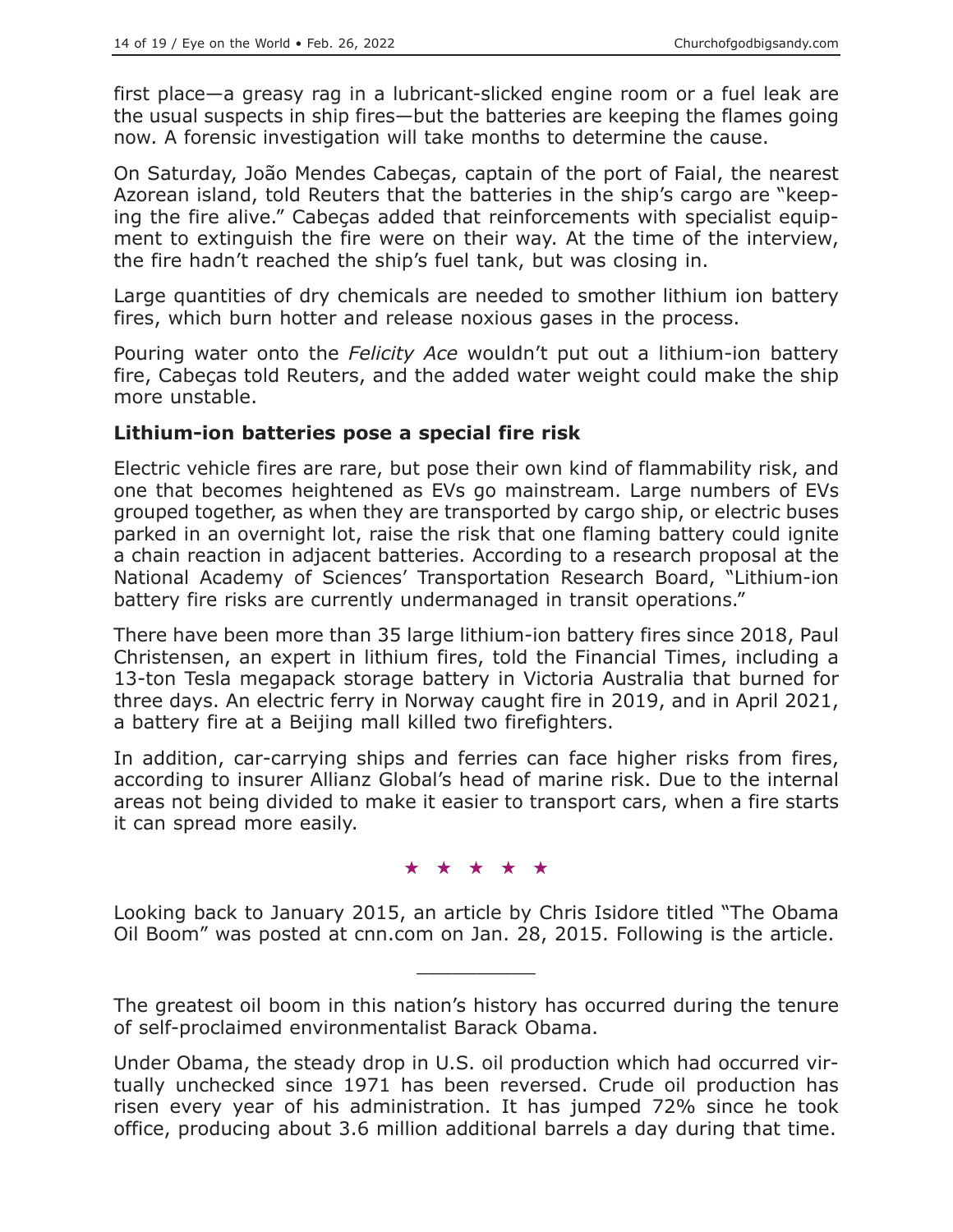first place—a greasy rag in a lubricant-slicked engine room or a fuel leak are the usual suspects in ship fires—but the batteries are keeping the flames going now. A forensic investigation will take months to determine the cause.

On Saturday, João Mendes Cabeças, captain of the port of Faial, the nearest Azorean island, told Reuters that the batteries in the ship's cargo are "keeping the fire alive." Cabeças added that reinforcements with specialist equipment to extinguish the fire were on their way. At the time of the interview, the fire hadn't reached the ship's fuel tank, but was closing in.

Large quantities of dry chemicals are needed to smother lithium ion battery fires, which burn hotter and release noxious gases in the process.

Pouring water onto the *Felicity Ace* wouldn't put out a lithium-ion battery fire, Cabeças told Reuters, and the added water weight could make the ship more unstable.

### Lithium-ion batteries pose a special fire risk

Electric vehicle fires are rare, but pose their own kind of flammability risk, and one that becomes heightened as EVs go mainstream. Large numbers of EVs grouped together, as when they are transported by cargo ship, or electric buses parked in an overnight lot, raise the risk that one flaming battery could ignite a chain reaction in adjacent batteries. According to a research proposal at the National Academy of Sciences' Transportation Research Board, "Lithium-ion battery fire risks are currently undermanaged in transit operations."

There have been more than 35 large lithium-ion battery fires since 2018, Paul Christensen, an expert in lithium fires, told the Financial Times, including a 13-ton Tesla megapack storage battery in Victoria Australia that burned for three days. An electric ferry in Norway caught fire in 2019, and in April 2021, a battery fire at a Beijing mall killed two firefighters.

In addition, car-carrying ships and ferries can face higher risks from fires, according to insurer Allianz Global's head of marine risk. Due to the internal areas not being divided to make it easier to transport cars, when a fire starts it can spread more easily.

★ ★ ★ ★ ★

Looking back to January 2015, an article by Chris Isidore titled "The Obama Oil Boom" was posted at cnn.com on Jan. 28, 2015. Following is the article.

---

The greatest oil boom in this nation's history has occurred during the tenure of self-proclaimed environmentalist Barack Obama.

Under Obama, the steady drop in U.S. oil production which had occurred virtually unchecked since 1971 has been reversed. Crude oil production has risen every year of his administration. It has jumped 72% since he took office, producing about 3.6 million additional barrels a day during that time.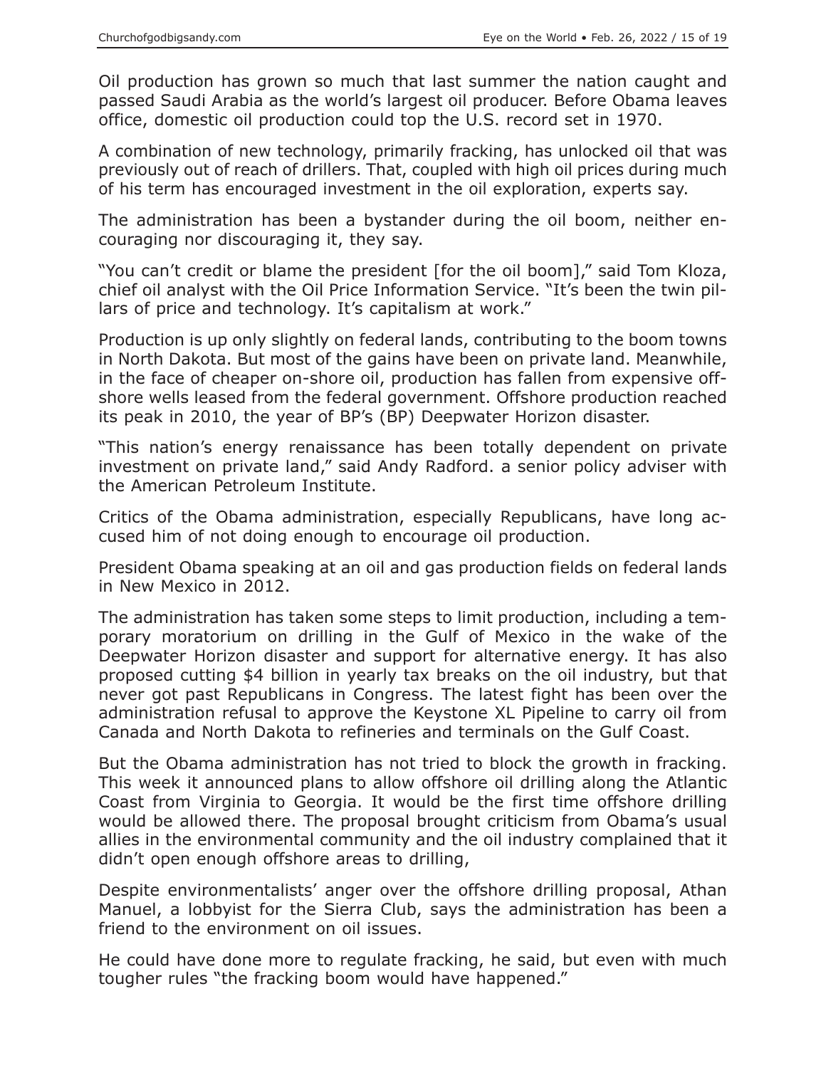Oil production has grown so much that last summer the nation caught and passed Saudi Arabia as the world's largest oil producer. Before Obama leaves office, domestic oil production could top the U.S. record set in 1970.

A combination of new technology, primarily fracking, has unlocked oil that was previously out of reach of drillers. That, coupled with high oil prices during much of his term has encouraged investment in the oil exploration, experts say.

The administration has been a bystander during the oil boom, neither encouraging nor discouraging it, they say.

"You can't credit or blame the president [for the oil boom]," said Tom Kloza, chief oil analyst with the Oil Price Information Service. "It's been the twin pillars of price and technology. It's capitalism at work."

Production is up only slightly on federal lands, contributing to the boom towns in North Dakota. But most of the gains have been on private land. Meanwhile, in the face of cheaper on-shore oil, production has fallen from expensive offshore wells leased from the federal government. Offshore production reached its peak in 2010, the year of BP's (BP) Deepwater Horizon disaster.

"This nation's energy renaissance has been totally dependent on private investment on private land," said Andy Radford. a senior policy adviser with the American Petroleum Institute.

Critics of the Obama administration, especially Republicans, have long accused him of not doing enough to encourage oil production.

President Obama speaking at an oil and gas production fields on federal lands in New Mexico in 2012.

The administration has taken some steps to limit production, including a temporary moratorium on drilling in the Gulf of Mexico in the wake of the Deepwater Horizon disaster and support for alternative energy. It has also proposed cutting $4 billion in yearly tax breaks on the oil industry, but that never got past Republicans in Congress. The latest fight has been over the administration refusal to approve the Keystone XL Pipeline to carry oil from Canada and North Dakota to refineries and terminals on the Gulf Coast.

But the Obama administration has not tried to block the growth in fracking. This week it announced plans to allow offshore oil drilling along the Atlantic Coast from Virginia to Georgia. It would be the first time offshore drilling would be allowed there. The proposal brought criticism from Obama's usual allies in the environmental community and the oil industry complained that it didn't open enough offshore areas to drilling,

Despite environmentalists' anger over the offshore drilling proposal, Athan Manuel, a lobbyist for the Sierra Club, says the administration has been a friend to the environment on oil issues.

He could have done more to regulate fracking, he said, but even with much tougher rules "the fracking boom would have happened."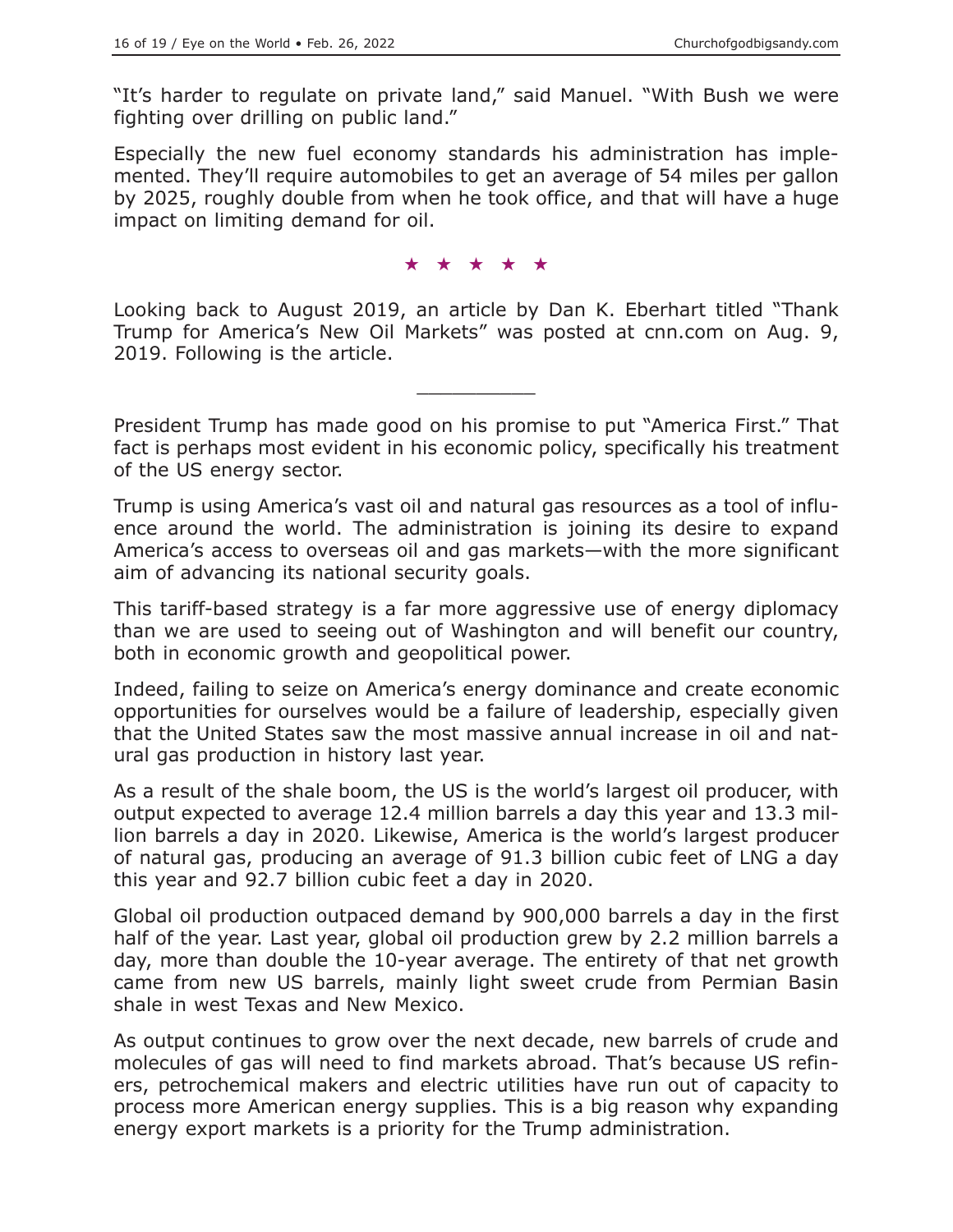"It's harder to regulate on private land," said Manuel. "With Bush we were fighting over drilling on public land."

Especially the new fuel economy standards his administration has implemented. They'll require automobiles to get an average of 54 miles per gallon by 2025, roughly double from when he took office, and that will have a huge impact on limiting demand for oil.

★ ★ ★ ★ ★

Looking back to August 2019, an article by Dan K. Eberhart titled "Thank Trump for America's New Oil Markets" was posted at cnn.com on Aug. 9, 2019. Following is the article.

---

President Trump has made good on his promise to put "America First." That fact is perhaps most evident in his economic policy, specifically his treatment of the US energy sector.

Trump is using America's vast oil and natural gas resources as a tool of influence around the world. The administration is joining its desire to expand America's access to overseas oil and gas markets—with the more significant aim of advancing its national security goals.

This tariff-based strategy is a far more aggressive use of energy diplomacy than we are used to seeing out of Washington and will benefit our country, both in economic growth and geopolitical power.

Indeed, failing to seize on America's energy dominance and create economic opportunities for ourselves would be a failure of leadership, especially given that the United States saw the most massive annual increase in oil and natural gas production in history last year.

As a result of the shale boom, the US is the world's largest oil producer, with output expected to average 12.4 million barrels a day this year and 13.3 million barrels a day in 2020. Likewise, America is the world's largest producer of natural gas, producing an average of 91.3 billion cubic feet of LNG a day this year and 92.7 billion cubic feet a day in 2020.

Global oil production outpaced demand by 900,000 barrels a day in the first half of the year. Last year, global oil production grew by 2.2 million barrels a day, more than double the 10-year average. The entirety of that net growth came from new US barrels, mainly light sweet crude from Permian Basin shale in west Texas and New Mexico.

As output continues to grow over the next decade, new barrels of crude and molecules of gas will need to find markets abroad. That's because US refiners, petrochemical makers and electric utilities have run out of capacity to process more American energy supplies. This is a big reason why expanding energy export markets is a priority for the Trump administration.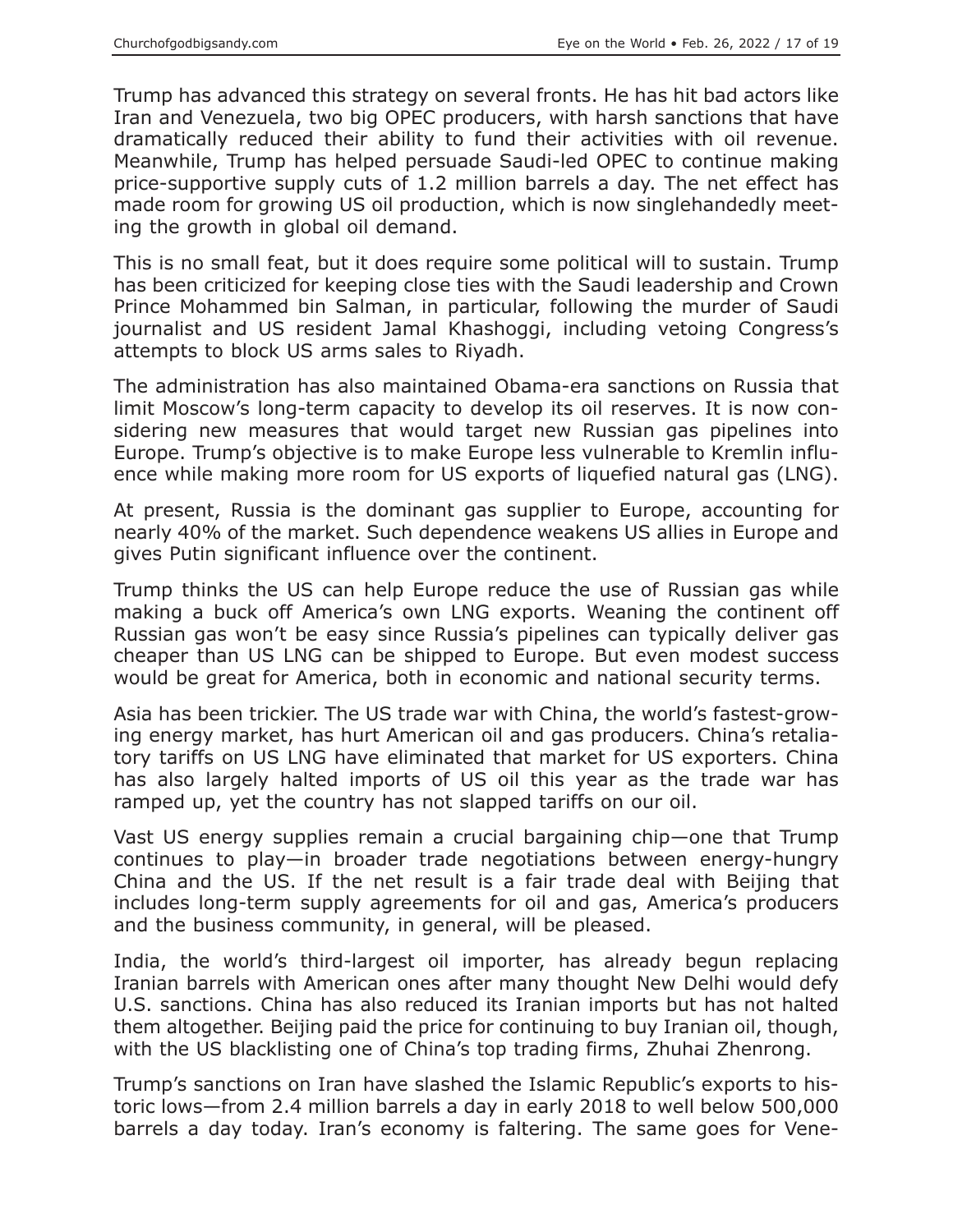Trump has advanced this strategy on several fronts. He has hit bad actors like Iran and Venezuela, two big OPEC producers, with harsh sanctions that have dramatically reduced their ability to fund their activities with oil revenue. Meanwhile, Trump has helped persuade Saudi-led OPEC to continue making price-supportive supply cuts of 1.2 million barrels a day. The net effect has made room for growing US oil production, which is now singlehandedly meeting the growth in global oil demand.

This is no small feat, but it does require some political will to sustain. Trump has been criticized for keeping close ties with the Saudi leadership and Crown Prince Mohammed bin Salman, in particular, following the murder of Saudi journalist and US resident Jamal Khashoggi, including vetoing Congress's attempts to block US arms sales to Riyadh.

The administration has also maintained Obama-era sanctions on Russia that limit Moscow's long-term capacity to develop its oil reserves. It is now considering new measures that would target new Russian gas pipelines into Europe. Trump's objective is to make Europe less vulnerable to Kremlin influence while making more room for US exports of liquefied natural gas (LNG).

At present, Russia is the dominant gas supplier to Europe, accounting for nearly 40% of the market. Such dependence weakens US allies in Europe and gives Putin significant influence over the continent.

Trump thinks the US can help Europe reduce the use of Russian gas while making a buck off America's own LNG exports. Weaning the continent off Russian gas won't be easy since Russia's pipelines can typically deliver gas cheaper than US LNG can be shipped to Europe. But even modest success would be great for America, both in economic and national security terms.

Asia has been trickier. The US trade war with China, the world's fastest-growing energy market, has hurt American oil and gas producers. China's retaliatory tariffs on US LNG have eliminated that market for US exporters. China has also largely halted imports of US oil this year as the trade war has ramped up, yet the country has not slapped tariffs on our oil.

Vast US energy supplies remain a crucial bargaining chip—one that Trump continues to play—in broader trade negotiations between energy-hungry China and the US. If the net result is a fair trade deal with Beijing that includes long-term supply agreements for oil and gas, America's producers and the business community, in general, will be pleased.

India, the world's third-largest oil importer, has already begun replacing Iranian barrels with American ones after many thought New Delhi would defy U.S. sanctions. China has also reduced its Iranian imports but has not halted them altogether. Beijing paid the price for continuing to buy Iranian oil, though, with the US blacklisting one of China's top trading firms, Zhuhai Zhenrong.

Trump's sanctions on Iran have slashed the Islamic Republic's exports to historic lows—from 2.4 million barrels a day in early 2018 to well below 500,000 barrels a day today. Iran's economy is faltering. The same goes for Vene-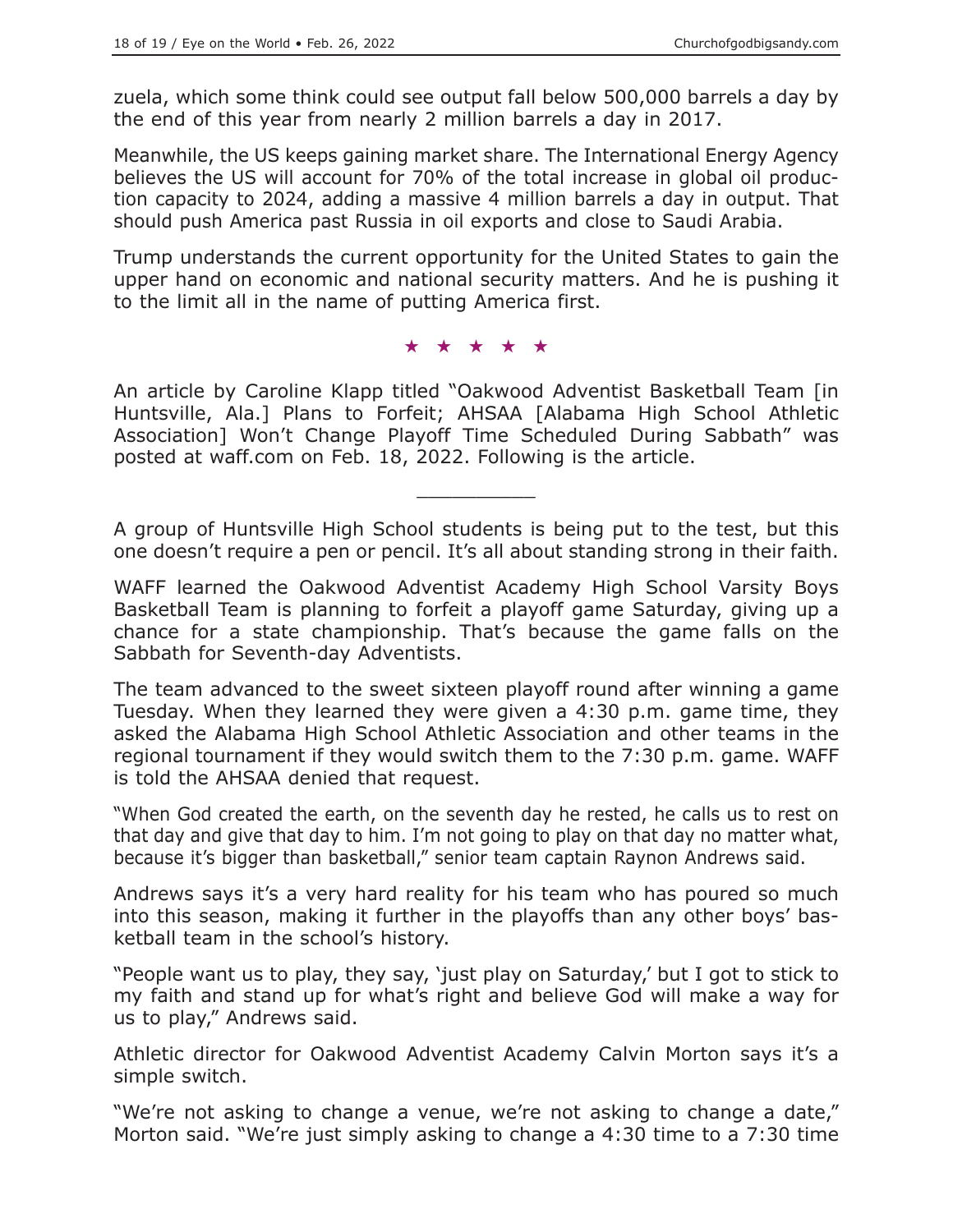zuela, which some think could see output fall below 500,000 barrels a day by the end of this year from nearly 2 million barrels a day in 2017.

Meanwhile, the US keeps gaining market share. The International Energy Agency believes the US will account for 70% of the total increase in global oil production capacity to 2024, adding a massive 4 million barrels a day in output. That should push America past Russia in oil exports and close to Saudi Arabia.

Trump understands the current opportunity for the United States to gain the upper hand on economic and national security matters. And he is pushing it to the limit all in the name of putting America first.

★ ★ ★ ★ ★

An article by Caroline Klapp titled "Oakwood Adventist Basketball Team [in Huntsville, Ala.] Plans to Forfeit; AHSAA [Alabama High School Athletic Association] Won't Change Playoff Time Scheduled During Sabbath" was posted at waff.com on Feb. 18, 2022. Following is the article.

---

A group of Huntsville High School students is being put to the test, but this one doesn't require a pen or pencil. It's all about standing strong in their faith.

WAFF learned the Oakwood Adventist Academy High School Varsity Boys Basketball Team is planning to forfeit a playoff game Saturday, giving up a chance for a state championship. That's because the game falls on the Sabbath for Seventh-day Adventists.

The team advanced to the sweet sixteen playoff round after winning a game Tuesday. When they learned they were given a 4:30 p.m. game time, they asked the Alabama High School Athletic Association and other teams in the regional tournament if they would switch them to the 7:30 p.m. game. WAFF is told the AHSAA denied that request.

"When God created the earth, on the seventh day he rested, he calls us to rest on that day and give that day to him. I'm not going to play on that day no matter what, because it's bigger than basketball," senior team captain Raynon Andrews said.

Andrews says it's a very hard reality for his team who has poured so much into this season, making it further in the playoffs than any other boys' basketball team in the school's history.

"People want us to play, they say, 'just play on Saturday,' but I got to stick to my faith and stand up for what's right and believe God will make a way for us to play," Andrews said.

Athletic director for Oakwood Adventist Academy Calvin Morton says it's a simple switch.

"We're not asking to change a venue, we're not asking to change a date," Morton said. "We're just simply asking to change a 4:30 time to a 7:30 time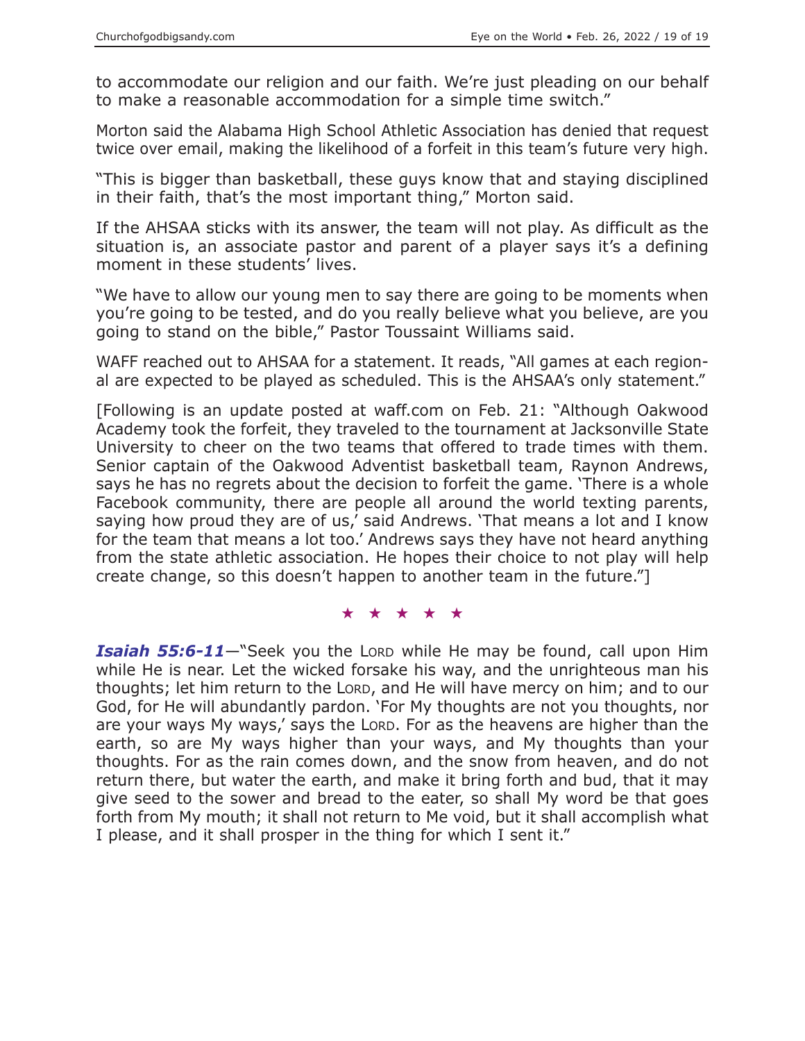to accommodate our religion and our faith. We're just pleading on our behalf to make a reasonable accommodation for a simple time switch."

Morton said the Alabama High School Athletic Association has denied that request twice over email, making the likelihood of a forfeit in this team's future very high.

"This is bigger than basketball, these guys know that and staying disciplined in their faith, that's the most important thing," Morton said.

If the AHSAA sticks with its answer, the team will not play. As difficult as the situation is, an associate pastor and parent of a player says it's a defining moment in these students' lives.

"We have to allow our young men to say there are going to be moments when you're going to be tested, and do you really believe what you believe, are you going to stand on the bible," Pastor Toussaint Williams said.

WAFF reached out to AHSAA for a statement. It reads, "All games at each regional are expected to be played as scheduled. This is the AHSAA's only statement."

[Following is an update posted at waff.com on Feb. 21: "Although Oakwood Academy took the forfeit, they traveled to the tournament at Jacksonville State University to cheer on the two teams that offered to trade times with them. Senior captain of the Oakwood Adventist basketball team, Raynon Andrews, says he has no regrets about the decision to forfeit the game. 'There is a whole Facebook community, there are people all around the world texting parents, saying how proud they are of us,' said Andrews. 'That means a lot and I know for the team that means a lot too.' Andrews says they have not heard anything from the state athletic association. He hopes their choice to not play will help create change, so this doesn't happen to another team in the future."]

★ ★ ★ ★ ★

***Isaiah 55:6-11***—"Seek you the Lord while He may be found, call upon Him while He is near. Let the wicked forsake his way, and the unrighteous man his thoughts; let him return to the Lord, and He will have mercy on him; and to our God, for He will abundantly pardon. 'For My thoughts are not you thoughts, nor are your ways My ways,' says the Lord. For as the heavens are higher than the earth, so are My ways higher than your ways, and My thoughts than your thoughts. For as the rain comes down, and the snow from heaven, and do not return there, but water the earth, and make it bring forth and bud, that it may give seed to the sower and bread to the eater, so shall My word be that goes forth from My mouth; it shall not return to Me void, but it shall accomplish what I please, and it shall prosper in the thing for which I sent it."